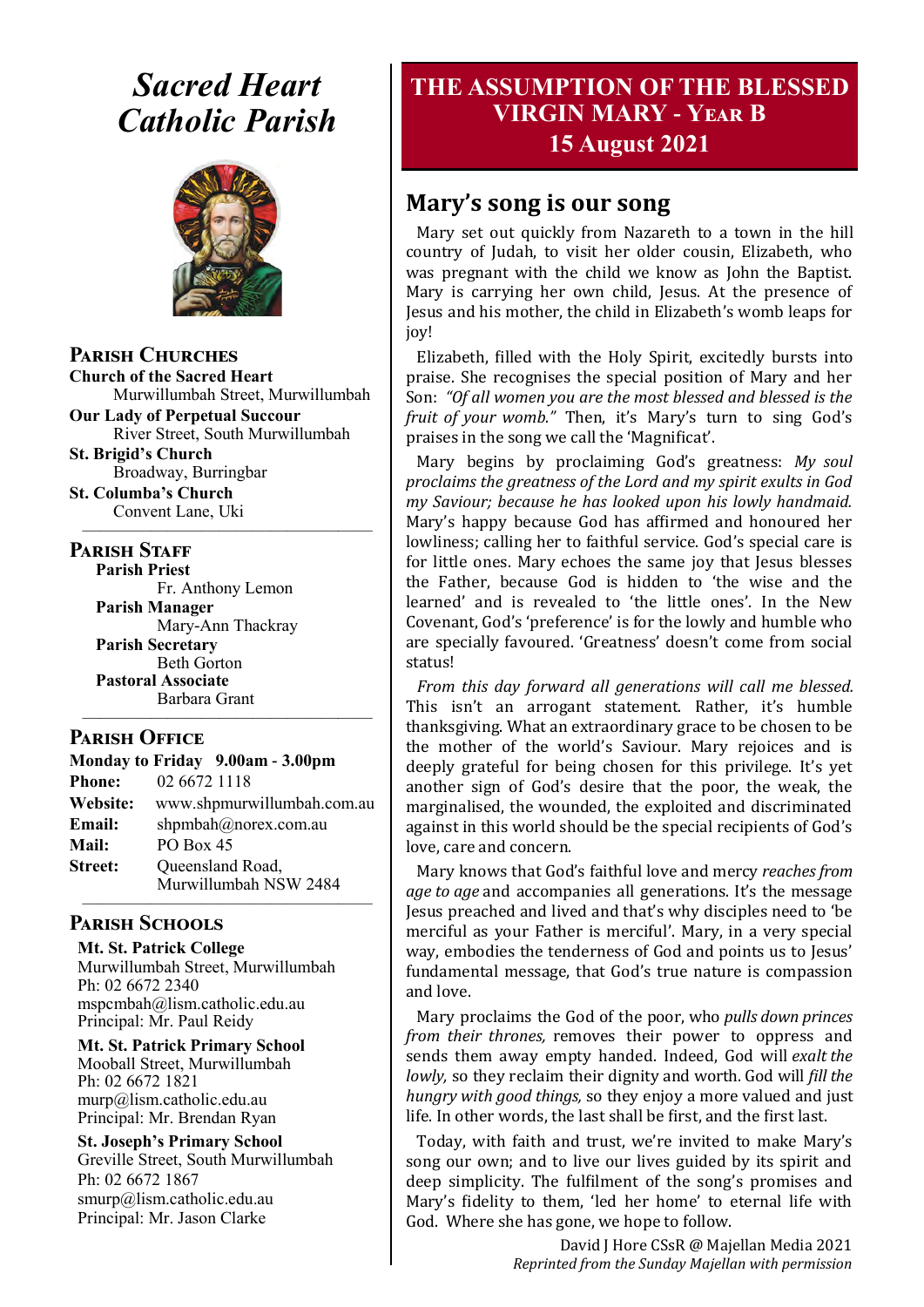# Sacred Heart Catholic Parish

## Parish Churches

**Church of the Sacred Heart**
Murwillumbah Street, Murwillumbah

**Our Lady of Perpetual Succour**
River Street, South Murwillumbah

**St. Brigid's Church**
Broadway, Burringbar

**St. Columba's Church**
Convent Lane, Uki

## Parish Staff

**Parish Priest**
Fr. Anthony Lemon

**Parish Manager**
Mary-Ann Thackray

**Parish Secretary**
Beth Gorton

**Pastoral Associate**
Barbara Grant

## Parish Office

**Monday to Friday 9.00am - 3.00pm**

**Phone:** 02 6672 1118
**Website:** www.shpmurwillumbah.com.au
**Email:** shpmbah@norex.com.au
**Mail:** PO Box 45
**Street:** Queensland Road, Murwillumbah NSW 2484

## Parish Schools

**Mt. St. Patrick College**
Murwillumbah Street, Murwillumbah
Ph: 02 6672 2340
mspcmbah@lism.catholic.edu.au
Principal: Mr. Paul Reidy

**Mt. St. Patrick Primary School**
Mooball Street, Murwillumbah
Ph: 02 6672 1821
murp@lism.catholic.edu.au
Principal: Mr. Brendan Ryan

**St. Joseph's Primary School**
Greville Street, South Murwillumbah
Ph: 02 6672 1867
smurp@lism.catholic.edu.au
Principal: Mr. Jason Clarke

# THE ASSUMPTION OF THE BLESSED VIRGIN MARY - YEAR B
## 15 August 2021

## Mary's song is our song

Mary set out quickly from Nazareth to a town in the hill country of Judah, to visit her older cousin, Elizabeth, who was pregnant with the child we know as John the Baptist. Mary is carrying her own child, Jesus. At the presence of Jesus and his mother, the child in Elizabeth's womb leaps for joy!

Elizabeth, filled with the Holy Spirit, excitedly bursts into praise. She recognises the special position of Mary and her Son: *"Of all women you are the most blessed and blessed is the fruit of your womb."* Then, it's Mary's turn to sing God's praises in the song we call the 'Magnificat'.

Mary begins by proclaiming God's greatness: *My soul proclaims the greatness of the Lord and my spirit exults in God my Saviour; because he has looked upon his lowly handmaid.* Mary's happy because God has affirmed and honoured her lowliness; calling her to faithful service. God's special care is for little ones. Mary echoes the same joy that Jesus blesses the Father, because God is hidden to 'the wise and the learned' and is revealed to 'the little ones'. In the New Covenant, God's 'preference' is for the lowly and humble who are specially favoured. 'Greatness' doesn't come from social status!

*From this day forward all generations will call me blessed.* This isn't an arrogant statement. Rather, it's humble thanksgiving. What an extraordinary grace to be chosen to be the mother of the world's Saviour. Mary rejoices and is deeply grateful for being chosen for this privilege. It's yet another sign of God's desire that the poor, the weak, the marginalised, the wounded, the exploited and discriminated against in this world should be the special recipients of God's love, care and concern.

Mary knows that God's faithful love and mercy *reaches from age to age* and accompanies all generations. It's the message Jesus preached and lived and that's why disciples need to 'be merciful as your Father is merciful'. Mary, in a very special way, embodies the tenderness of God and points us to Jesus' fundamental message, that God's true nature is compassion and love.

Mary proclaims the God of the poor, who *pulls down princes from their thrones,* removes their power to oppress and sends them away empty handed. Indeed, God will *exalt the lowly,* so they reclaim their dignity and worth. God will *fill the hungry with good things,* so they enjoy a more valued and just life. In other words, the last shall be first, and the first last.

Today, with faith and trust, we're invited to make Mary's song our own; and to live our lives guided by its spirit and deep simplicity. The fulfilment of the song's promises and Mary's fidelity to them, 'led her home' to eternal life with God. Where she has gone, we hope to follow.

David J Hore CSsR @ Majellan Media 2021
*Reprinted from the Sunday Majellan with permission*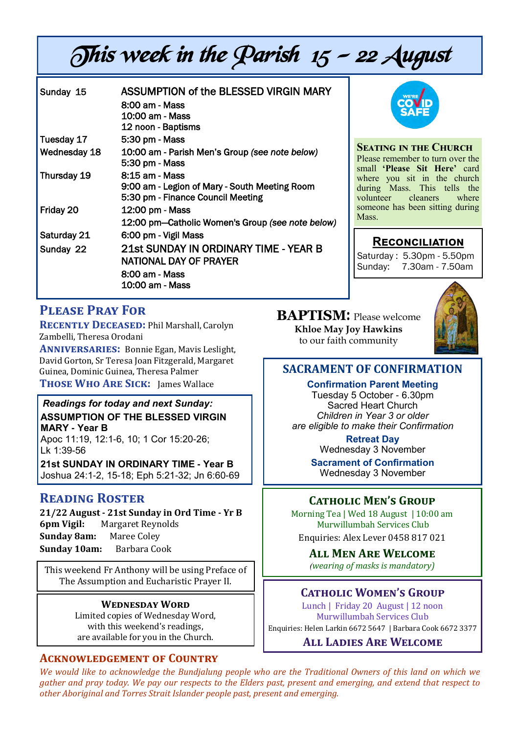# This week in the Parish 15 – 22 August

| | |
|---|---|
| Sunday 15 | ASSUMPTION of the BLESSED VIRGIN MARY |
| | 8:00 am - Mass |
| | 10:00 am - Mass |
| | 12 noon - Baptisms |
| Tuesday 17 | 5:30 pm - Mass |
| Wednesday 18 | 10:00 am - Parish Men's Group *(see note below)* |
| | 5:30 pm - Mass |
| Thursday 19 | 8:15 am - Mass |
| | 9:00 am - Legion of Mary - South Meeting Room |
| | 5:30 pm - Finance Council Meeting |
| Friday 20 | 12:00 pm - Mass |
| | 12:00 pm—Catholic Women's Group *(see note below)* |
| Saturday 21 | 6:00 pm - Vigil Mass |
| Sunday 22 | 21st SUNDAY IN ORDINARY TIME - YEAR B |
| | NATIONAL DAY OF PRAYER |
| | 8:00 am - Mass |
| | 10:00 am - Mass |

WE'RE COVID SAFE

## Seating in the Church

Please remember to turn over the small **'Please Sit Here'** card where you sit in the church during Mass. This tells the volunteer cleaners where someone has been sitting during Mass.

## Reconciliation

Saturday : 5.30pm - 5.50pm
Sunday: 7.30am - 7.50am

## Please Pray For

**Recently Deceased:** Phil Marshall, Carolyn Zambelli, Theresa Orodani

**Anniversaries:** Bonnie Egan, Mavis Leslight, David Gorton, Sr Teresa Joan Fitzgerald, Margaret Guinea, Dominic Guinea, Theresa Palmer

**Those Who Are Sick:** James Wallace

***Readings for today and next Sunday:***

**ASSUMPTION OF THE BLESSED VIRGIN MARY - Year B**
Apoc 11:19, 12:1-6, 10; 1 Cor 15:20-26; Lk 1:39-56

**21st SUNDAY IN ORDINARY TIME - Year B**
Joshua 24:1-2, 15-18; Eph 5:21-32; Jn 6:60-69

## Reading Roster

**21/22 August - 21st Sunday in Ord Time - Yr B**
**6pm Vigil:** Margaret Reynolds
**Sunday 8am:** Maree Coley
**Sunday 10am:** Barbara Cook

This weekend Fr Anthony will be using Preface of The Assumption and Eucharistic Prayer II.

### Wednesday Word

Limited copies of Wednesday Word, with this weekend's readings, are available for you in the Church.

**BAPTISM:** Please welcome
**Khloe May Joy Hawkins**
to our faith community

## Sacrament of Confirmation

**Confirmation Parent Meeting**
Tuesday 5 October - 6.30pm
Sacred Heart Church
*Children in Year 3 or older are eligible to make their Confirmation*

**Retreat Day**
Wednesday 3 November

**Sacrament of Confirmation**
Wednesday 3 November

## Catholic Men's Group

Morning Tea | Wed 18 August | 10:00 am
Murwillumbah Services Club

Enquiries: Alex Lever 0458 817 021

**All Men Are Welcome**
*(wearing of masks is mandatory)*

## Catholic Women's Group

Lunch | Friday 20 August | 12 noon
Murwillumbah Services Club

Enquiries: Helen Larkin 6672 5647 | Barbara Cook 6672 3377

**All Ladies Are Welcome**

## Acknowledgement of Country

*We would like to acknowledge the Bundjalung people who are the Traditional Owners of this land on which we gather and pray today. We pay our respects to the Elders past, present and emerging, and extend that respect to other Aboriginal and Torres Strait Islander people past, present and emerging.*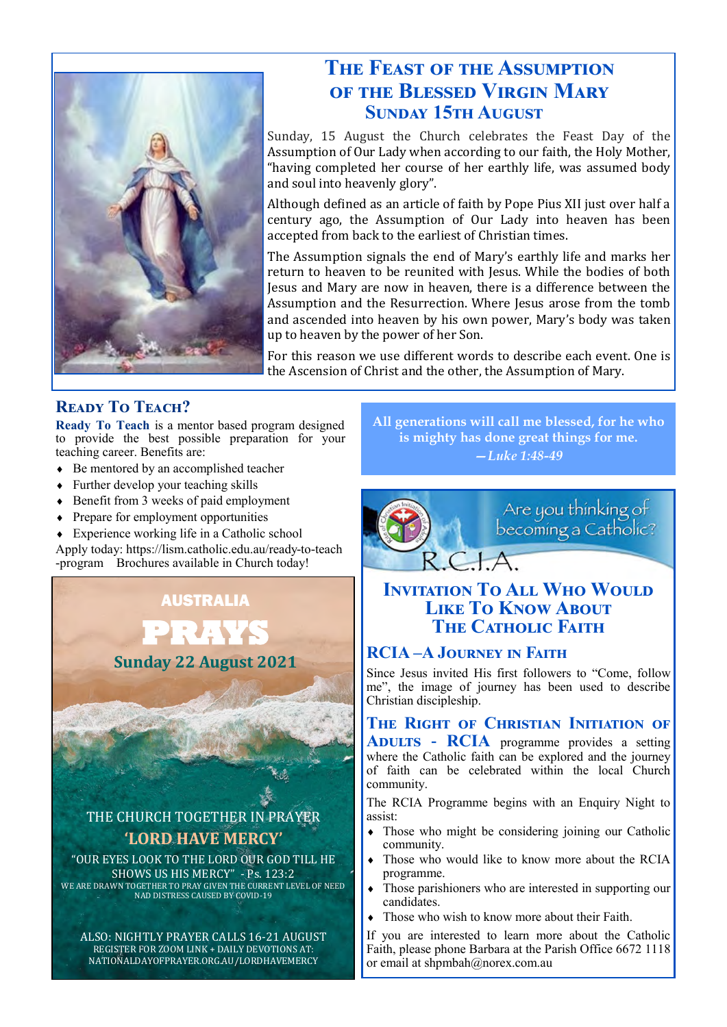# The Feast of the Assumption of the Blessed Virgin Mary

## Sunday 15th August

Sunday, 15 August the Church celebrates the Feast Day of the Assumption of Our Lady when according to our faith, the Holy Mother, "having completed her course of her earthly life, was assumed body and soul into heavenly glory".

Although defined as an article of faith by Pope Pius XII just over half a century ago, the Assumption of Our Lady into heaven has been accepted from back to the earliest of Christian times.

The Assumption signals the end of Mary's earthly life and marks her return to heaven to be reunited with Jesus. While the bodies of both Jesus and Mary are now in heaven, there is a difference between the Assumption and the Resurrection. Where Jesus arose from the tomb and ascended into heaven by his own power, Mary's body was taken up to heaven by the power of her Son.

For this reason we use different words to describe each event. One is the Ascension of Christ and the other, the Assumption of Mary.

## Ready To Teach?

**Ready To Teach** is a mentor based program designed to provide the best possible preparation for your teaching career. Benefits are:

- Be mentored by an accomplished teacher
- Further develop your teaching skills
- Benefit from 3 weeks of paid employment
- Prepare for employment opportunities
- Experience working life in a Catholic school

Apply today: https://lism.catholic.edu.au/ready-to-teach-program Brochures available in Church today!

**All generations will call me blessed, for he who is mighty has done great things for me.**
***—Luke 1:48-49***

## Australia Prays

**Sunday 22 August 2021**

THE CHURCH TOGETHER IN PRAYER

**'LORD HAVE MERCY'**

"OUR EYES LOOK TO THE LORD OUR GOD TILL HE SHOWS US HIS MERCY" - Ps. 123:2

WE ARE DRAWN TOGETHER TO PRAY GIVEN THE CURRENT LEVEL OF NEED NAD DISTRESS CAUSED BY COVID-19

ALSO: NIGHTLY PRAYER CALLS 16-21 AUGUST
REGISTER FOR ZOOM LINK + DAILY DEVOTIONS AT: NATIONALDAYOFPRAYER.ORG.AU/LORDHAVEMERCY

Are you thinking of becoming a Catholic?

R.C.I.A.

## Invitation To All Who Would Like To Know About The Catholic Faith

### RCIA – A Journey in Faith

Since Jesus invited His first followers to "Come, follow me", the image of journey has been used to describe Christian discipleship.

**The Right of Christian Initiation of Adults - RCIA** programme provides a setting where the Catholic faith can be explored and the journey of faith can be celebrated within the local Church community.

The RCIA Programme begins with an Enquiry Night to assist:

- Those who might be considering joining our Catholic community.
- Those who would like to know more about the RCIA programme.
- Those parishioners who are interested in supporting our candidates.
- Those who wish to know more about their Faith.

If you are interested to learn more about the Catholic Faith, please phone Barbara at the Parish Office 6672 1118 or email at shpmbah@norex.com.au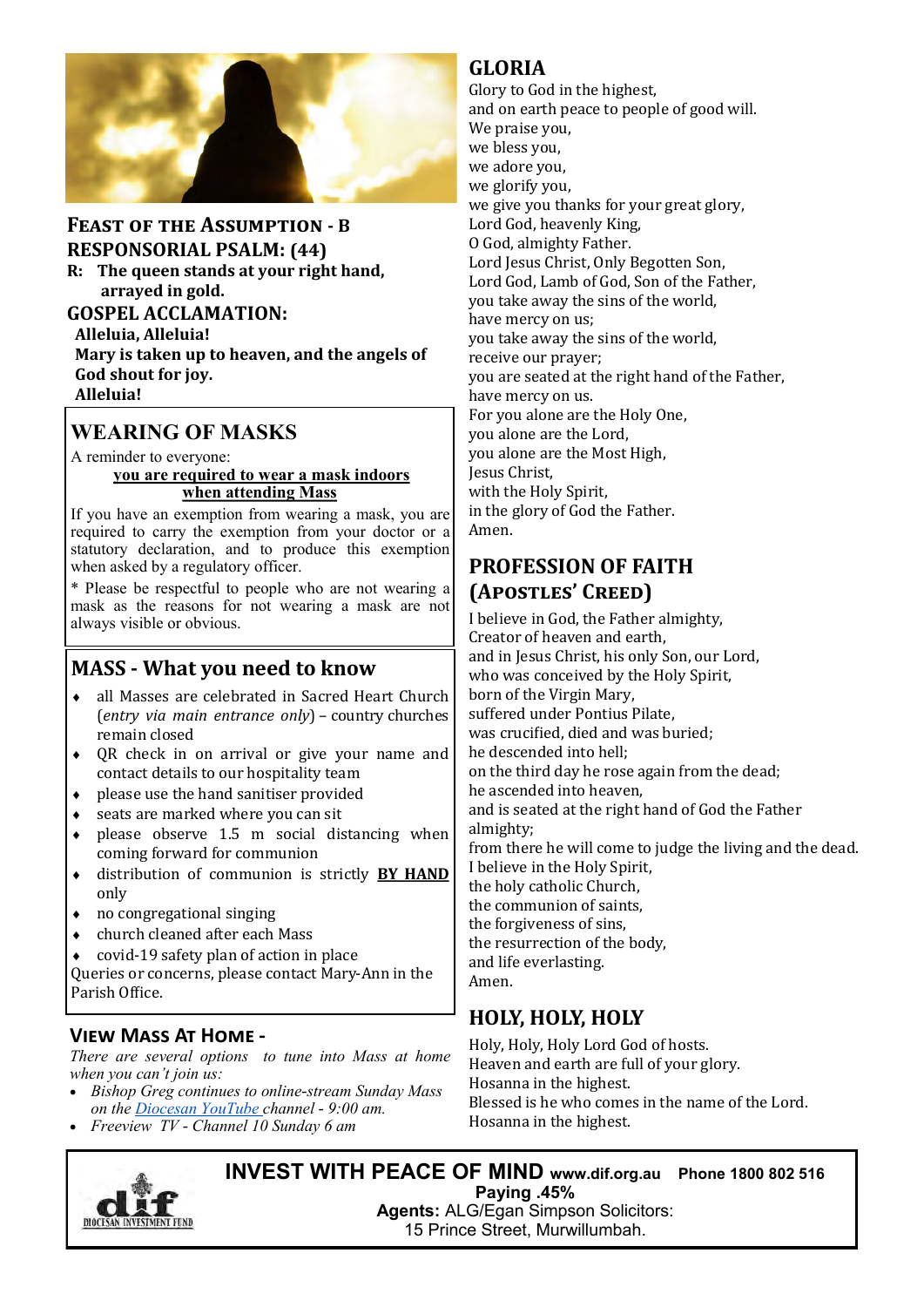## Feast of the Assumption - B

## RESPONSORIAL PSALM: (44)

**R: The queen stands at your right hand, arrayed in gold.**

## GOSPEL ACCLAMATION:

**Alleluia, Alleluia!**
**Mary is taken up to heaven, and the angels of God shout for joy.**
**Alleluia!**

## WEARING OF MASKS

A reminder to everyone:

**you are required to wear a mask indoors when attending Mass**

If you have an exemption from wearing a mask, you are required to carry the exemption from your doctor or a statutory declaration, and to produce this exemption when asked by a regulatory officer.

\* Please be respectful to people who are not wearing a mask as the reasons for not wearing a mask are not always visible or obvious.

## MASS - What you need to know

- all Masses are celebrated in Sacred Heart Church (*entry via main entrance only*) – country churches remain closed
- QR check in on arrival or give your name and contact details to our hospitality team
- please use the hand sanitiser provided
- seats are marked where you can sit
- please observe 1.5 m social distancing when coming forward for communion
- distribution of communion is strictly **BY HAND** only
- no congregational singing
- church cleaned after each Mass
- covid-19 safety plan of action in place

Queries or concerns, please contact Mary-Ann in the Parish Office.

## View Mass At Home -

*There are several options to tune into Mass at home when you can't join us:*

- *Bishop Greg continues to online-stream Sunday Mass on the Diocesan YouTube channel - 9:00 am.*
- *Freeview TV - Channel 10 Sunday 6 am*

## GLORIA

Glory to God in the highest,
and on earth peace to people of good will.
We praise you,
we bless you,
we adore you,
we glorify you,
we give you thanks for your great glory,
Lord God, heavenly King,
O God, almighty Father.
Lord Jesus Christ, Only Begotten Son,
Lord God, Lamb of God, Son of the Father,
you take away the sins of the world,
have mercy on us;
you take away the sins of the world,
receive our prayer;
you are seated at the right hand of the Father,
have mercy on us.
For you alone are the Holy One,
you alone are the Lord,
you alone are the Most High,
Jesus Christ,
with the Holy Spirit,
in the glory of God the Father.
Amen.

## PROFESSION OF FAITH (Apostles' Creed)

I believe in God, the Father almighty,
Creator of heaven and earth,
and in Jesus Christ, his only Son, our Lord,
who was conceived by the Holy Spirit,
born of the Virgin Mary,
suffered under Pontius Pilate,
was crucified, died and was buried;
he descended into hell;
on the third day he rose again from the dead;
he ascended into heaven,
and is seated at the right hand of God the Father almighty;
from there he will come to judge the living and the dead.
I believe in the Holy Spirit,
the holy catholic Church,
the communion of saints,
the forgiveness of sins,
the resurrection of the body,
and life everlasting.
Amen.

## HOLY, HOLY, HOLY

Holy, Holy, Holy Lord God of hosts.
Heaven and earth are full of your glory.
Hosanna in the highest.
Blessed is he who comes in the name of the Lord.
Hosanna in the highest.

---

DIOCESAN INVESTMENT FUND

**INVEST WITH PEACE OF MIND** **www.dif.org.au** **Phone 1800 802 516**
**Paying .45%**
**Agents:** ALG/Egan Simpson Solicitors:
15 Prince Street, Murwillumbah.